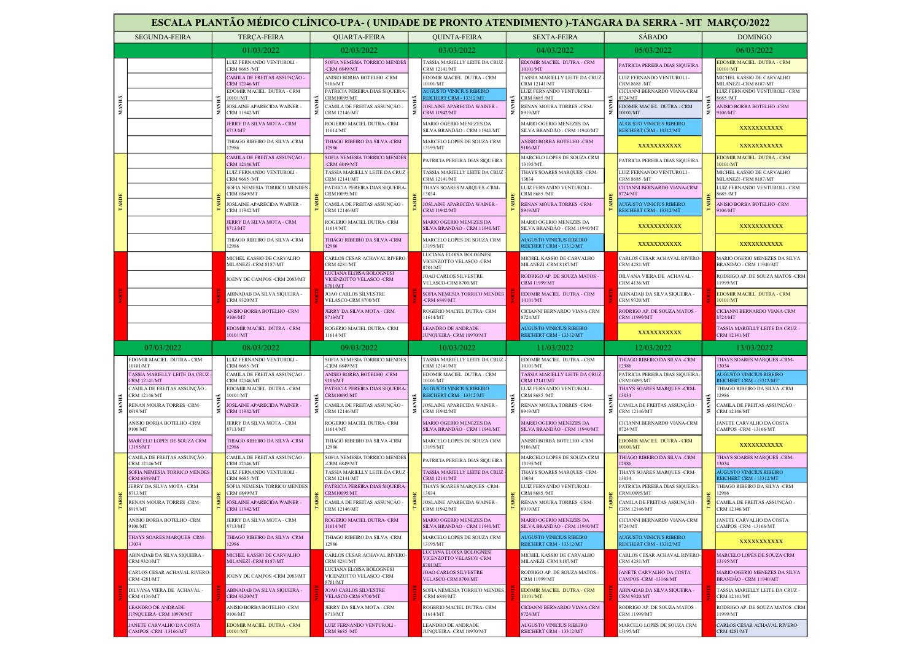# ESCALA PLANTÃO MÉDICO CLÍNICO-UPA- ( UNIDADE DE PRONTO ATENDIMENTO )-TANGARA DA SERRA - MT MARÇO/2022

| | SEGUNDA-FEIRA | TERÇA-FEIRA | QUARTA-FEIRA | QUINTA-FEIRA | SEXTA-FEIRA | SÁBADO | DOMINGO |
|---|---|---|---|---|---|---|---|
| | | 01/03/2022 | 02/03/2022 | 03/03/2022 | 04/03/2022 | 05/03/2022 | 06/03/2022 |
| MANHÃ | | LUIZ FERNANDO VENTUROLI - CRM 8685 /MT | SOFIA NEMESIA TORRICO MENDES -CRM 6849/MT | TASSIA MARIELLY LEITE DA CRUZ - CRM 12141/MT | EDOMIR MACIEL DUTRA - CRM 10101/MT | PATRICIA PEREIRA DIAS SIQUEIRA | EDOMIR MACIEL DUTRA - CRM 10101/MT |
| MANHÃ | | CAMILA DE FREITAS ASSUNÇÃO - CRM 12146/MT | ANISIO BORBA BOTELHO -CRM 9106/MT | EDOMIR MACIEL DUTRA - CRM 10101/MT | TASSIA MARIELLY LEITE DA CRUZ - CRM 12141/MT | LUIZ FERNANDO VENTUROLI - CRM 8685 /MT | MICHEL KASSIO DE CARVALHO MILANEZI -CRM 8187/MT |
| MANHÃ | | EDOMIR MACIEL DUTRA - CRM 10101/MT | PATRICIA PEREIRA DIAS SIQUEIRA- CRM10095/MT | AUGUSTO VINICIUS RIBEIRO REICHERT CRM - 13312/MT | LUIZ FERNANDO VENTUROLI - CRM 8685 /MT | CICIANNI BERNARDO VIANA-CRM 8724/MT | LUIZ FERNANDO VENTUROLI - CRM 8685 /MT |
| MANHÃ | | JOSLAINE APARECIDA WAINER - CRM 11942/MT | CAMILA DE FREITAS ASSUNÇÃO - CRM 12146/MT | JOSLAINE APARECIDA WAINER - CRM 11942/MT | RENAN MOURA TORRES -CRM- 8919/MT | EDOMIR MACIEL DUTRA - CRM 10101/MT | ANISIO BORBA BOTELHO -CRM 9106/MT |
| MANHÃ | | JERRY DA SILVA MOTA - CRM 8713/MT | ROGERIO MACIEL DUTRA- CRM 11614/MT | MARIO OGERIO MENEZES DA SILVA BRANDÃO - CRM 11940/MT | MARIO OGERIO MENEZES DA SILVA BRANDÃO - CRM 11940/MT | AUGUSTO VINICIUS RIBEIRO REICHERT CRM - 13312/MT | XXXXXXXXXX |
| MANHÃ | | THIAGO RIBEIRO DA SILVA -CRM 12986 | THIAGO RIBEIRO DA SILVA -CRM 12986 | MARCELO LOPES DE SOUZA CRM 13195/MT | ANISIO BORBA BOTELHO -CRM 9106/MT | XXXXXXXXXX | XXXXXXXXXX |
| TARDE | | CAMILA DE FREITAS ASSUNÇÃO - CRM 12146/MT | SOFIA NEMESIA TORRICO MENDES -CRM 6849/MT | PATRICIA PEREIRA DIAS SIQUEIRA | MARCELO LOPES DE SOUZA CRM 13195/MT | PATRICIA PEREIRA DIAS SIQUEIRA | EDOMIR MACIEL DUTRA - CRM 10101/MT |
| TARDE | | LUIZ FERNANDO VENTUROLI - CRM 8685 /MT | TASSIA MARIELLY LEITE DA CRUZ - CRM 12141/MT | TASSIA MARIELLY LEITE DA CRUZ - CRM 12141/MT | THAYS SOARES MARQUES -CRM- 13034 | LUIZ FERNANDO VENTUROLI - CRM 8685 /MT | MICHEL KASSIO DE CARVALHO MILANEZI -CRM 8187/MT |
| TARDE | | SOFIA NEMESIA TORRICO MENDES -CRM 6849/MT | PATRICIA PEREIRA DIAS SIQUEIRA- CRM10095/MT | THAYS SOARES MARQUES -CRM- 13034 | LUIZ FERNANDO VENTUROLI - CRM 8685 /MT | CICIANNI BERNARDO VIANA-CRM 8724/MT | LUIZ FERNANDO VENTUROLI - CRM 8685 /MT |
| TARDE | | JOSLAINE APARECIDA WAINER - CRM 11942/MT | CAMILA DE FREITAS ASSUNÇÃO - CRM 12146/MT | JOSLAINE APARECIDA WAINER - CRM 11942/MT | RENAN MOURA TORRES -CRM- 8919/MT | AUGUSTO VINICIUS RIBEIRO REICHERT CRM - 13312/MT | ANISIO BORBA BOTELHO -CRM 9106/MT |
| TARDE | | JERRY DA SILVA MOTA - CRM 8713/MT | ROGERIO MACIEL DUTRA- CRM 11614/MT | MARIO OGERIO MENEZES DA SILVA BRANDÃO - CRM 11940/MT | MARIO OGERIO MENEZES DA SILVA BRANDÃO - CRM 11940/MT | XXXXXXXXXX | XXXXXXXXXX |
| TARDE | | THIAGO RIBEIRO DA SILVA -CRM 12986 | THIAGO RIBEIRO DA SILVA -CRM 12986 | MARCELO LOPES DE SOUZA CRM 13195/MT | AUGUSTO VINICIUS RIBEIRO REICHERT CRM - 13312/MT | XXXXXXXXXX | XXXXXXXXXX |
| NOITE | | MICHEL KASSIO DE CARVALHO MILANEZI -CRM 8187/MT | CARLOS CESAR ACHAVAL RIVERO- CRM 4281/MT | LUCIANA ELOISA BOLOGNESI VICENZOTTO VELASCO -CRM 8701/MT | MICHEL KASSIO DE CARVALHO MILANEZI -CRM 8187/MT | CARLOS CESAR ACHAVAL RIVERO- CRM 4281/MT | MARIO OGERIO MENEZES DA SILVA BRANDÃO - CRM 11940/MT |
| NOITE | | JOENY DE CAMPOS -CRM 2083/MT | LUCIANA ELOISA BOLOGNESI VICENZOTTO VELASCO -CRM 8701/MT | JOAO CARLOS SILVESTRE VELASCO-CRM 8700/MT | RODRIGO AP. DE SOUZA MATOS - CRM 11999/MT | DILVANA VIERA DE ACHAVAL - CRM 4136/MT | RODRIGO AP. DE SOUZA MATOS -CRM 11999/MT |
| NOITE | | ABINADAB DA SILVA SIQUEIRA - CRM 9320/MT | JOAO CARLOS SILVESTRE VELASCO-CRM 8700/MT | SOFIA NEMESIA TORRICO MENDES -CRM 6849/MT | EDOMIR MACIEL DUTRA - CRM 10101/MT | ABINADAB DA SILVA SIQUEIRA - CRM 9320/MT | EDOMIR MACIEL DUTRA - CRM 10101/MT |
| NOITE | | ANISIO BORBA BOTELHO -CRM 9106/MT | JERRY DA SILVA MOTA - CRM 8713/MT | ROGERIO MACIEL DUTRA- CRM 11614/MT | CICIANNI BERNARDO VIANA-CRM 8724/MT | RODRIGO AP. DE SOUZA MATOS - CRM 11999/MT | CICIANNI BERNARDO VIANA-CRM 8724/MT |
| NOITE | | EDOMIR MACIEL DUTRA - CRM 10101/MT | ROGERIO MACIEL DUTRA- CRM 11614/MT | LEANDRO DE ANDRADE JUNQUEIRA- CRM 10970/MT | AUGUSTO VINICIUS RIBEIRO REICHERT CRM - 13312/MT | XXXXXXXXXX | TASSIA MARIELLY LEITE DA CRUZ - CRM 12141/MT |
| | 07/03/2022 | 08/03/2022 | 09/03/2022 | 10/03/2022 | 11/03/2022 | 12/03/2022 | 13/03/2022 |
| MANHÃ | EDOMIR MACIEL DUTRA - CRM 10101/MT | LUIZ FERNANDO VENTUROLI - CRM 8685 /MT | SOFIA NEMESIA TORRICO MENDES -CRM 6849/MT | TASSIA MARIELLY LEITE DA CRUZ - CRM 12141/MT | EDOMIR MACIEL DUTRA - CRM 10101/MT | THIAGO RIBEIRO DA SILVA -CRM 12986 | THAYS SOARES MARQUES -CRM- 13034 |
| MANHÃ | TASSIA MARIELLY LEITE DA CRUZ - CRM 12141/MT | CAMILA DE FREITAS ASSUNÇÃO - CRM 12146/MT | ANISIO BORBA BOTELHO -CRM 9106/MT | EDOMIR MACIEL DUTRA - CRM 10101/MT | TASSIA MARIELLY LEITE DA CRUZ - CRM 12141/MT | PATRICIA PEREIRA DIAS SIQUEIRA- CRM10095/MT | AUGUSTO VINICIUS RIBEIRO REICHERT CRM - 13312/MT |
| MANHÃ | CAMILA DE FREITAS ASSUNÇÃO - CRM 12146/MT | EDOMIR MACIEL DUTRA - CRM 10101/MT | PATRICIA PEREIRA DIAS SIQUEIRA- CRM10095/MT | AUGUSTO VINICIUS RIBEIRO REICHERT CRM - 13312/MT | LUIZ FERNANDO VENTUROLI - CRM 8685 /MT | THAYS SOARES MARQUES -CRM- 13034 | THIAGO RIBEIRO DA SILVA -CRM 12986 |
| MANHÃ | RENAN MOURA TORRES -CRM- 8919/MT | JOSLAINE APARECIDA WAINER - CRM 11942/MT | CAMILA DE FREITAS ASSUNÇÃO - CRM 12146/MT | JOSLAINE APARECIDA WAINER - CRM 11942/MT | RENAN MOURA TORRES -CRM- 8919/MT | CAMILA DE FREITAS ASSUNÇÃO - CRM 12146/MT | CAMILA DE FREITAS ASSUNÇÃO - CRM 12146/MT |
| MANHÃ | ANISIO BORBA BOTELHO -CRM 9106/MT | JERRY DA SILVA MOTA - CRM 8713/MT | ROGERIO MACIEL DUTRA- CRM 11614/MT | MARIO OGERIO MENEZES DA SILVA BRANDÃO - CRM 11940/MT | MARIO OGERIO MENEZES DA SILVA BRANDÃO - CRM 11940/MT | CICIANNI BERNARDO VIANA-CRM 8724/MT | JANETE CARVALHO DA COSTA CAMPOS -CRM -13166/MT |
| MANHÃ | MARCELO LOPES DE SOUZA CRM 13195/MT | THIAGO RIBEIRO DA SILVA -CRM 12986 | THIAGO RIBEIRO DA SILVA -CRM 12986 | MARCELO LOPES DE SOUZA CRM 13195/MT | ANISIO BORBA BOTELHO -CRM 9106/MT | EDOMIR MACIEL DUTRA - CRM 10101/MT | XXXXXXXXXX |
| TARDE | CAMILA DE FREITAS ASSUNÇÃO - CRM 12146/MT | CAMILA DE FREITAS ASSUNÇÃO - CRM 12146/MT | SOFIA NEMESIA TORRICO MENDES -CRM 6849/MT | PATRICIA PEREIRA DIAS SIQUEIRA | MARCELO LOPES DE SOUZA CRM 13195/MT | THIAGO RIBEIRO DA SILVA -CRM 12986 | THAYS SOARES MARQUES -CRM- 13034 |
| TARDE | SOFIA NEMESIA TORRICO MENDES -CRM 6849/MT | LUIZ FERNANDO VENTUROLI - CRM 8685 /MT | TASSIA MARIELLY LEITE DA CRUZ - CRM 12141/MT | TASSIA MARIELLY LEITE DA CRUZ - CRM 12141/MT | THAYS SOARES MARQUES -CRM- 13034 | THAYS SOARES MARQUES -CRM- 13034 | AUGUSTO VINICIUS RIBEIRO REICHERT CRM - 13312/MT |
| TARDE | JERRY DA SILVA MOTA - CRM 8713/MT | SOFIA NEMESIA TORRICO MENDES -CRM 6849/MT | PATRICIA PEREIRA DIAS SIQUEIRA- CRM10095/MT | THAYS SOARES MARQUES -CRM- 13034 | LUIZ FERNANDO VENTUROLI - CRM 8685 /MT | PATRICIA PEREIRA DIAS SIQUEIRA- CRM10095/MT | THIAGO RIBEIRO DA SILVA -CRM 12986 |
| TARDE | RENAN MOURA TORRES -CRM- 8919/MT | JOSLAINE APARECIDA WAINER - CRM 11942/MT | CAMILA DE FREITAS ASSUNÇÃO - CRM 12146/MT | JOSLAINE APARECIDA WAINER - CRM 11942/MT | RENAN MOURA TORRES -CRM- 8919/MT | CAMILA DE FREITAS ASSUNÇÃO - CRM 12146/MT | CAMILA DE FREITAS ASSUNÇÃO - CRM 12146/MT |
| TARDE | ANISIO BORBA BOTELHO -CRM 9106/MT | JERRY DA SILVA MOTA - CRM 8713/MT | ROGERIO MACIEL DUTRA- CRM 11614/MT | MARIO OGERIO MENEZES DA SILVA BRANDÃO - CRM 11940/MT | MARIO OGERIO MENEZES DA SILVA BRANDÃO - CRM 11940/MT | CICIANNI BERNARDO VIANA-CRM 8724/MT | JANETE CARVALHO DA COSTA CAMPOS -CRM -13166/MT |
| TARDE | THAYS SOARES MARQUES -CRM- 13034 | THIAGO RIBEIRO DA SILVA -CRM 12986 | THIAGO RIBEIRO DA SILVA -CRM 12986 | MARCELO LOPES DE SOUZA CRM 13195/MT | AUGUSTO VINICIUS RIBEIRO REICHERT CRM - 13312/MT | AUGUSTO VINICIUS RIBEIRO REICHERT CRM - 13312/MT | XXXXXXXXXX |
| NOITE | ABINADAB DA SILVA SIQUEIRA - CRM 9320/MT | MICHEL KASSIO DE CARVALHO MILANEZI -CRM 8187/MT | CARLOS CESAR ACHAVAL RIVERO- CRM 4281/MT | LUCIANA ELOISA BOLOGNESI VICENZOTTO VELASCO -CRM 8701/MT | MICHEL KASSIO DE CARVALHO MILANEZI -CRM 8187/MT | CARLOS CESAR ACHAVAL RIVERO- CRM 4281/MT | MARCELO LOPES DE SOUZA CRM 13195/MT |
| NOITE | CARLOS CESAR ACHAVAL RIVERO- CRM 4281/MT | JOENY DE CAMPOS -CRM 2083/MT | LUCIANA ELOISA BOLOGNESI VICENZOTTO VELASCO -CRM 8701/MT | JOAO CARLOS SILVESTRE VELASCO-CRM 8700/MT | RODRIGO AP. DE SOUZA MATOS - CRM 11999/MT | JANETE CARVALHO DA COSTA CAMPOS -CRM -13166/MT | MARIO OGERIO MENEZES DA SILVA BRANDÃO - CRM 11940/MT |
| NOITE | DILVANA VIERA DE ACHAVAL - CRM 4136/MT | ABINADAB DA SILVA SIQUEIRA - CRM 9320/MT | JOAO CARLOS SILVESTRE VELASCO-CRM 8700/MT | SOFIA NEMESIA TORRICO MENDES -CRM 6849/MT | EDOMIR MACIEL DUTRA - CRM 10101/MT | ABINADAB DA SILVA SIQUEIRA - CRM 9320/MT | TASSIA MARIELLY LEITE DA CRUZ - CRM 12141/MT |
| NOITE | LEANDRO DE ANDRADE JUNQUEIRA- CRM 10970/MT | ANISIO BORBA BOTELHO -CRM 9106/MT | JERRY DA SILVA MOTA - CRM 8713/MT | ROGERIO MACIEL DUTRA- CRM 11614/MT | CICIANNI BERNARDO VIANA-CRM 8724/MT | RODRIGO AP. DE SOUZA MATOS - CRM 11999/MT | RODRIGO AP. DE SOUZA MATOS -CRM 11999/MT |
| NOITE | JANETE CARVALHO DA COSTA CAMPOS -CRM -13166/MT | EDOMIR MACIEL DUTRA - CRM 10101/MT | LUIZ FERNANDO VENTUROLI - CRM 8685 /MT | LEANDRO DE ANDRADE JUNQUEIRA- CRM 10970/MT | AUGUSTO VINICIUS RIBEIRO REICHERT CRM - 13312/MT | MARCELO LOPES DE SOUZA CRM 13195/MT | CARLOS CESAR ACHAVAL RIVERO- CRM 4281/MT |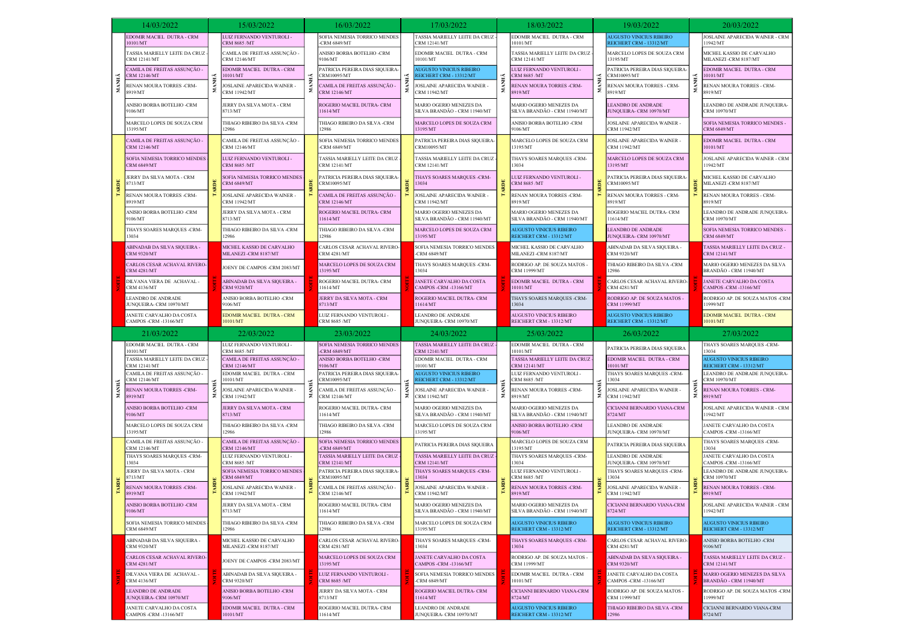| Turno | 14/03/2022 | 15/03/2022 | 16/03/2022 | 17/03/2022 | 18/03/2022 | 19/03/2022 | 20/03/2022 |
|---|---|---|---|---|---|---|---|
| MANHÃ | EDOMIR MACIEL DUTRA - CRM 10101/MT | LUIZ FERNANDO VENTUROLI - CRM 8685 /MT | SOFIA NEMESIA TORRICO MENDES -CRM 6849/MT | TASSIA MARIELLY LEITE DA CRUZ - CRM 12141/MT | EDOMIR MACIEL DUTRA - CRM 10101/MT | AUGUSTO VINICIUS RIBEIRO REICHERT CRM - 13312/MT | JOSLAINE APARECIDA WAINER - CRM 11942/MT |
| MANHÃ | TASSIA MARIELLY LEITE DA CRUZ - CRM 12141/MT | CAMILA DE FREITAS ASSUNÇÃO - CRM 12146/MT | ANISIO BORBA BOTELHO -CRM 9106/MT | EDOMIR MACIEL DUTRA - CRM 10101/MT | TASSIA MARIELLY LEITE DA CRUZ - CRM 12141/MT | MARCELO LOPES DE SOUZA CRM 13195/MT | MICHEL KASSIO DE CARVALHO MILANEZI -CRM 8187/MT |
| MANHÃ | CAMILA DE FREITAS ASSUNÇÃO - CRM 12146/MT | EDOMIR MACIEL DUTRA - CRM 10101/MT | PATRICIA PEREIRA DIAS SIQUEIRA-CRM10095/MT | AUGUSTO VINICIUS RIBEIRO REICHERT CRM - 13312/MT | LUIZ FERNANDO VENTUROLI - CRM 8685 /MT | PATRICIA PEREIRA DIAS SIQUEIRA-CRM10095/MT | EDOMIR MACIEL DUTRA - CRM 10101/MT |
| MANHÃ | RENAN MOURA TORRES -CRM-8919/MT | JOSLAINE APARECIDA WAINER - CRM 11942/MT | CAMILA DE FREITAS ASSUNÇÃO - CRM 12146/MT | JOSLAINE APARECIDA WAINER - CRM 11942/MT | RENAN MOURA TORRES -CRM-8919/MT | RENAN MOURA TORRES -CRM-8919/MT | RENAN MOURA TORRES -CRM-8919/MT |
| MANHÃ | ANISIO BORBA BOTELHO -CRM 9106/MT | JERRY DA SILVA MOTA - CRM 8713/MT | ROGERIO MACIEL DUTRA- CRM 11614/MT | MARIO OGERIO MENEZES DA SILVA BRANDÃO - CRM 11940/MT | MARIO OGERIO MENEZES DA SILVA BRANDÃO - CRM 11940/MT | LEANDRO DE ANDRADE JUNQUEIRA- CRM 10970/MT | LEANDRO DE ANDRADE JUNQUEIRA-CRM 10970/MT |
| MANHÃ | MARCELO LOPES DE SOUZA CRM 13195/MT | THIAGO RIBEIRO DA SILVA -CRM 12986 | THIAGO RIBEIRO DA SILVA -CRM 12986 | MARCELO LOPES DE SOUZA CRM 13195/MT | ANISIO BORBA BOTELHO -CRM 9106/MT | JOSLAINE APARECIDA WAINER - CRM 11942/MT | SOFIA NEMESIA TORRICO MENDES - CRM 6849/MT |
| TARDE | CAMILA DE FREITAS ASSUNÇÃO - CRM 12146/MT | CAMILA DE FREITAS ASSUNÇÃO - CRM 12146/MT | SOFIA NEMESIA TORRICO MENDES -CRM 6849/MT | PATRICIA PEREIRA DIAS SIQUEIRA-CRM10095/MT | MARCELO LOPES DE SOUZA CRM 13195/MT | JOSLAINE APARECIDA WAINER - CRM 11942/MT | EDOMIR MACIEL DUTRA - CRM 10101/MT |
| TARDE | SOFIA NEMESIA TORRICO MENDES CRM 6849/MT | LUIZ FERNANDO VENTUROLI - CRM 8685 /MT | TASSIA MARIELLY LEITE DA CRUZ - CRM 12141/MT | TASSIA MARIELLY LEITE DA CRUZ - CRM 12141/MT | THAYS SOARES MARQUES -CRM-13034 | MARCELO LOPES DE SOUZA CRM 13195/MT | JOSLAINE APARECIDA WAINER - CRM 11942/MT |
| TARDE | JERRY DA SILVA MOTA - CRM 8713/MT | SOFIA NEMESIA TORRICO MENDES CRM 6849/MT | PATRICIA PEREIRA DIAS SIQUEIRA-CRM10095/MT | THAYS SOARES MARQUES -CRM-13034 | LUIZ FERNANDO VENTUROLI - CRM 8685 /MT | PATRICIA PEREIRA DIAS SIQUEIRA-CRM10095/MT | MICHEL KASSIO DE CARVALHO MILANEZI -CRM 8187/MT |
| TARDE | RENAN MOURA TORRES -CRM-8919/MT | JOSLAINE APARECIDA WAINER - CRM 11942/MT | CAMILA DE FREITAS ASSUNÇÃO - CRM 12146/MT | JOSLAINE APARECIDA WAINER - CRM 11942/MT | RENAN MOURA TORRES -CRM-8919/MT | RENAN MOURA TORRES -CRM-8919/MT | RENAN MOURA TORRES -CRM-8919/MT |
| TARDE | ANISIO BORBA BOTELHO -CRM 9106/MT | JERRY DA SILVA MOTA - CRM 8713/MT | ROGERIO MACIEL DUTRA- CRM 11614/MT | MARIO OGERIO MENEZES DA SILVA BRANDÃO - CRM 11940/MT | MARIO OGERIO MENEZES DA SILVA BRANDÃO - CRM 11940/MT | ROGERIO MACIEL DUTRA- CRM 11614/MT | LEANDRO DE ANDRADE JUNQUEIRA-CRM 10970/MT |
| TARDE | THAYS SOARES MARQUES -CRM-13034 | THIAGO RIBEIRO DA SILVA -CRM 12986 | THIAGO RIBEIRO DA SILVA -CRM 12986 | MARCELO LOPES DE SOUZA CRM 13195/MT | AUGUSTO VINICIUS RIBEIRO REICHERT CRM - 13312/MT | LEANDRO DE ANDRADE JUNQUEIRA- CRM 10970/MT | SOFIA NEMESIA TORRICO MENDES - CRM 6849/MT |
| NOITE | ABINADAB DA SILVA SIQUEIRA - CRM 9320/MT | MICHEL KASSIO DE CARVALHO MILANEZI -CRM 8187/MT | CARLOS CESAR ACHAVAL RIVERO-CRM 4281/MT | SOFIA NEMESIA TORRICO MENDES -CRM 6849/MT | MICHEL KASSIO DE CARVALHO MILANEZI -CRM 8187/MT | ABINADAB DA SILVA SIQUEIRA - CRM 9320/MT | TASSIA MARIELLY LEITE DA CRUZ - CRM 12141/MT |
| NOITE | CARLOS CESAR ACHAVAL RIVERO-CRM 4281/MT | JOENY DE CAMPOS -CRM 2083/MT | MARCELO LOPES DE SOUZA CRM 13195/MT | THAYS SOARES MARQUES -CRM-13034 | RODRIGO AP. DE SOUZA MATOS - CRM 11999/MT | THIAGO RIBEIRO DA SILVA -CRM 12986 | MARIO OGERIO MENEZES DA SILVA BRANDÃO - CRM 11940/MT |
| NOITE | DILVANA VIERA DE ACHAVAL - CRM 4136/MT | ABINADAB DA SILVA SIQUEIRA - CRM 9320/MT | ROGERIO MACIEL DUTRA- CRM 11614/MT | JANETE CARVALHO DA COSTA CAMPOS -CRM -13166/MT | EDOMIR MACIEL DUTRA - CRM 10101/MT | CARLOS CESAR ACHAVAL RIVERO-CRM 4281/MT | JANETE CARVALHO DA COSTA CAMPOS -CRM -13166/MT |
| NOITE | LEANDRO DE ANDRADE JUNQUEIRA- CRM 10970/MT | ANISIO BORBA BOTELHO -CRM 9106/MT | JERRY DA SILVA MOTA - CRM 8713/MT | ROGERIO MACIEL DUTRA- CRM 11614/MT | THAYS SOARES MARQUES -CRM-13034 | RODRIGO AP. DE SOUZA MATOS - CRM 11999/MT | RODRIGO AP. DE SOUZA MATOS -CRM 11999/MT |
| NOITE | JANETE CARVALHO DA COSTA CAMPOS -CRM -13166/MT | EDOMIR MACIEL DUTRA - CRM 10101/MT | LUIZ FERNANDO VENTUROLI - CRM 8685 /MT | LEANDRO DE ANDRADE JUNQUEIRA- CRM 10970/MT | AUGUSTO VINICIUS RIBEIRO REICHERT CRM - 13312/MT | AUGUSTO VINICIUS RIBEIRO REICHERT CRM - 13312/MT | EDOMIR MACIEL DUTRA - CRM 10101/MT |

| Turno | 21/03/2022 | 22/03/2022 | 23/03/2022 | 24/03/2022 | 25/03/2022 | 26/03/2022 | 27/03/2022 |
|---|---|---|---|---|---|---|---|
| MANHÃ | EDOMIR MACIEL DUTRA - CRM 10101/MT | LUIZ FERNANDO VENTUROLI - CRM 8685 /MT | SOFIA NEMESIA TORRICO MENDES -CRM 6849/MT | TASSIA MARIELLY LEITE DA CRUZ - CRM 12141/MT | EDOMIR MACIEL DUTRA - CRM 10101/MT | PATRICIA PEREIRA DIAS SIQUEIRA | THAYS SOARES MARQUES -CRM-13034 |
| MANHÃ | TASSIA MARIELLY LEITE DA CRUZ - CRM 12141/MT | CAMILA DE FREITAS ASSUNÇÃO - CRM 12146/MT | ANISIO BORBA BOTELHO -CRM 9106/MT | EDOMIR MACIEL DUTRA - CRM 10101/MT | TASSIA MARIELLY LEITE DA CRUZ - CRM 12141/MT | EDOMIR MACIEL DUTRA - CRM 10101/MT | AUGUSTO VINICIUS RIBEIRO REICHERT CRM - 13312/MT |
| MANHÃ | CAMILA DE FREITAS ASSUNÇÃO - CRM 12146/MT | EDOMIR MACIEL DUTRA - CRM 10101/MT | PATRICIA PEREIRA DIAS SIQUEIRA-CRM10095/MT | AUGUSTO VINICIUS RIBEIRO REICHERT CRM - 13312/MT | LUIZ FERNANDO VENTUROLI - CRM 8685 /MT | THAYS SOARES MARQUES -CRM-13034 | LEANDRO DE ANDRADE JUNQUEIRA-CRM 10970/MT |
| MANHÃ | RENAN MOURA TORRES -CRM-8919/MT | JOSLAINE APARECIDA WAINER - CRM 11942/MT | CAMILA DE FREITAS ASSUNÇÃO - CRM 12146/MT | JOSLAINE APARECIDA WAINER - CRM 11942/MT | RENAN MOURA TORRES -CRM-8919/MT | JOSLAINE APARECIDA WAINER - CRM 11942/MT | RENAN MOURA TORRES -CRM-8919/MT |
| MANHÃ | ANISIO BORBA BOTELHO -CRM 9106/MT | JERRY DA SILVA MOTA - CRM 8713/MT | ROGERIO MACIEL DUTRA- CRM 11614/MT | MARIO OGERIO MENEZES DA SILVA BRANDÃO - CRM 11940/MT | MARIO OGERIO MENEZES DA SILVA BRANDÃO - CRM 11940/MT | CICIANNI BERNARDO VIANA-CRM 8724/MT | JOSLAINE APARECIDA WAINER - CRM 11942/MT |
| MANHÃ | MARCELO LOPES DE SOUZA CRM 13195/MT | THIAGO RIBEIRO DA SILVA -CRM 12986 | THIAGO RIBEIRO DA SILVA -CRM 12986 | MARCELO LOPES DE SOUZA CRM 13195/MT | ANISIO BORBA BOTELHO -CRM 9106/MT | LEANDRO DE ANDRADE JUNQUEIRA- CRM 10970/MT | JANETE CARVALHO DA COSTA CAMPOS -CRM -13166/MT |
| TARDE | CAMILA DE FREITAS ASSUNÇÃO - CRM 12146/MT | CAMILA DE FREITAS ASSUNÇÃO - CRM 12146/MT | SOFIA NEMESIA TORRICO MENDES -CRM 6849/MT | PATRICIA PEREIRA DIAS SIQUEIRA | MARCELO LOPES DE SOUZA CRM 13195/MT | PATRICIA PEREIRA DIAS SIQUEIRA | THAYS SOARES MARQUES -CRM-13034 |
| TARDE | THAYS SOARES MARQUES -CRM-13034 | LUIZ FERNANDO VENTUROLI - CRM 8685 /MT | TASSIA MARIELLY LEITE DA CRUZ - CRM 12141/MT | TASSIA MARIELLY LEITE DA CRUZ - CRM 12141/MT | THAYS SOARES MARQUES -CRM-13034 | LEANDRO DE ANDRADE JUNQUEIRA- CRM 10970/MT | JANETE CARVALHO DA COSTA CAMPOS -CRM -13166/MT |
| TARDE | JERRY DA SILVA MOTA - CRM 8713/MT | SOFIA NEMESIA TORRICO MENDES CRM 6849/MT | PATRICIA PEREIRA DIAS SIQUEIRA-CRM10095/MT | THAYS SOARES MARQUES -CRM-13034 | LUIZ FERNANDO VENTUROLI - CRM 8685 /MT | THAYS SOARES MARQUES -CRM-13034 | LEANDRO DE ANDRADE JUNQUEIRA-CRM 10970/MT |
| TARDE | RENAN MOURA TORRES -CRM-8919/MT | JOSLAINE APARECIDA WAINER - CRM 11942/MT | CAMILA DE FREITAS ASSUNÇÃO - CRM 12146/MT | JOSLAINE APARECIDA WAINER - CRM 11942/MT | RENAN MOURA TORRES -CRM-8919/MT | JOSLAINE APARECIDA WAINER - CRM 11942/MT | RENAN MOURA TORRES -CRM-8919/MT |
| TARDE | ANISIO BORBA BOTELHO -CRM 9106/MT | JERRY DA SILVA MOTA - CRM 8713/MT | ROGERIO MACIEL DUTRA- CRM 11614/MT | MARIO OGERIO MENEZES DA SILVA BRANDÃO - CRM 11940/MT | MARIO OGERIO MENEZES DA SILVA BRANDÃO - CRM 11940/MT | CICIANNI BERNARDO VIANA-CRM 8724/MT | JOSLAINE APARECIDA WAINER - CRM 11942/MT |
| TARDE | SOFIA NEMESIA TORRICO MENDES CRM 6849/MT | THIAGO RIBEIRO DA SILVA -CRM 12986 | THIAGO RIBEIRO DA SILVA -CRM 12986 | MARCELO LOPES DE SOUZA CRM 13195/MT | AUGUSTO VINICIUS RIBEIRO REICHERT CRM - 13312/MT | AUGUSTO VINICIUS RIBEIRO REICHERT CRM - 13312/MT | AUGUSTO VINICIUS RIBEIRO REICHERT CRM - 13312/MT |
| NOITE | ABINADAB DA SILVA SIQUEIRA - CRM 9320/MT | MICHEL KASSIO DE CARVALHO MILANEZI -CRM 8187/MT | CARLOS CESAR ACHAVAL RIVERO-CRM 4281/MT | THAYS SOARES MARQUES -CRM-13034 | THAYS SOARES MARQUES -CRM-13034 | CARLOS CESAR ACHAVAL RIVERO-CRM 4281/MT | ANISIO BORBA BOTELHO -CRM 9106/MT |
| NOITE | CARLOS CESAR ACHAVAL RIVERO-CRM 4281/MT | JOENY DE CAMPOS -CRM 2083/MT | MARCELO LOPES DE SOUZA CRM 13195/MT | JANETE CARVALHO DA COSTA CAMPOS -CRM -13166/MT | RODRIGO AP. DE SOUZA MATOS - CRM 11999/MT | ABINADAB DA SILVA SIQUEIRA - CRM 9320/MT | TASSIA MARIELLY LEITE DA CRUZ - CRM 12141/MT |
| NOITE | DILVANA VIERA DE ACHAVAL - CRM 4136/MT | ABINADAB DA SILVA SIQUEIRA - CRM 9320/MT | LUIZ FERNANDO VENTUROLI - CRM 8685 /MT | SOFIA NEMESIA TORRICO MENDES -CRM 6849/MT | EDOMIR MACIEL DUTRA - CRM 10101/MT | JANETE CARVALHO DA COSTA CAMPOS -CRM -13166/MT | MARIO OGERIO MENEZES DA SILVA BRANDÃO - CRM 11940/MT |
| NOITE | LEANDRO DE ANDRADE JUNQUEIRA- CRM 10970/MT | ANISIO BORBA BOTELHO -CRM 9106/MT | JERRY DA SILVA MOTA - CRM 8713/MT | ROGERIO MACIEL DUTRA- CRM 11614/MT | CICIANNI BERNARDO VIANA-CRM 8724/MT | RODRIGO AP. DE SOUZA MATOS - CRM 11999/MT | RODRIGO AP. DE SOUZA MATOS -CRM 11999/MT |
| NOITE | JANETE CARVALHO DA COSTA CAMPOS -CRM -13166/MT | EDOMIR MACIEL DUTRA - CRM 10101/MT | ROGERIO MACIEL DUTRA- CRM 11614/MT | LEANDRO DE ANDRADE JUNQUEIRA- CRM 10970/MT | AUGUSTO VINICIUS RIBEIRO REICHERT CRM - 13312/MT | THIAGO RIBEIRO DA SILVA -CRM 12986 | CICIANNI BERNARDO VIANA-CRM 8724/MT |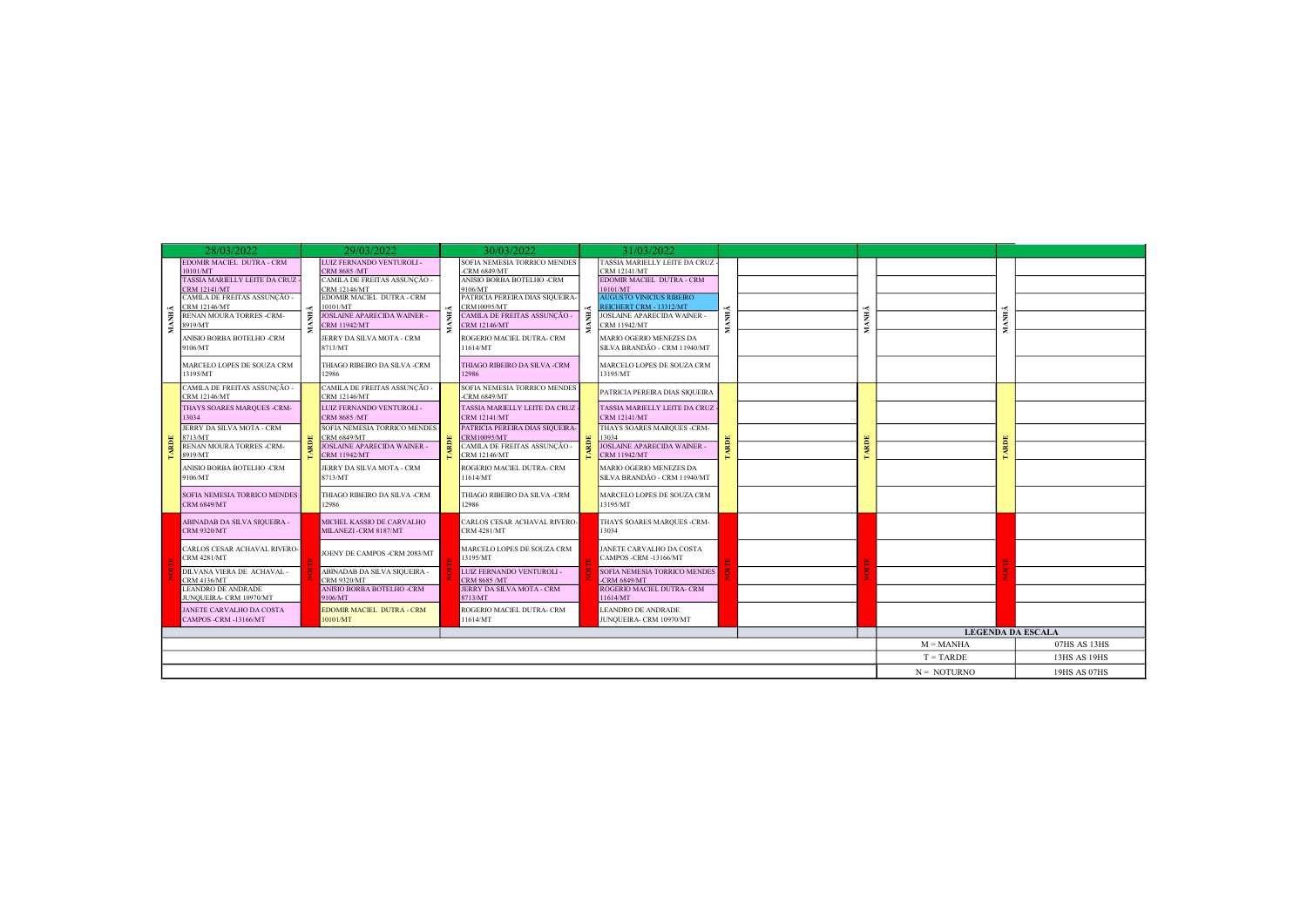| | 28/03/2022 | | 29/03/2022 | | 30/03/2022 | | 31/03/2022 | | | | | | |
|---|---|---|---|---|---|---|---|---|---|---|---|---|---|
| MANHÃ | EDOMIR MACIEL DUTRA - CRM 10101/MT | MANHÃ | LUIZ FERNANDO VENTUROLI - CRM 8685 /MT | MANHÃ | SOFIA NEMESIA TORRICO MENDES -CRM 6849/MT | MANHÃ | TASSIA MARIELLY LEITE DA CRUZ - CRM 12141/MT | MANHÃ | | MANHÃ | | MANHÃ | |
| | TASSIA MARIELLY LEITE DA CRUZ - CRM 12141/MT | | CAMILA DE FREITAS ASSUNÇÃO - CRM 12146/MT | | ANISIO BORBA BOTELHO -CRM 9106/MT | | EDOMIR MACIEL DUTRA - CRM 10101/MT | | | | | | |
| | CAMILA DE FREITAS ASSUNÇÃO - CRM 12146/MT | | EDOMIR MACIEL DUTRA - CRM 10101/MT | | PATRICIA PEREIRA DIAS SIQUEIRA- CRM10095/MT | | AUGUSTO VINICIUS RIBEIRO REICHERT CRM - 13312/MT | | | | | | |
| | RENAN MOURA TORRES -CRM- 8919/MT | | JOSLAINE APARECIDA WAINER - CRM 11942/MT | | CAMILA DE FREITAS ASSUNÇÃO - CRM 12146/MT | | JOSLAINE APARECIDA WAINER - CRM 11942/MT | | | | | | |
| | ANISIO BORBA BOTELHO -CRM 9106/MT | | JERRY DA SILVA MOTA - CRM 8713/MT | | ROGERIO MACIEL DUTRA- CRM 11614/MT | | MARIO OGERIO MENEZES DA SILVA BRANDÃO - CRM 11940/MT | | | | | | |
| | MARCELO LOPES DE SOUZA CRM 13195/MT | | THIAGO RIBEIRO DA SILVA -CRM 12986 | | THIAGO RIBEIRO DA SILVA -CRM 12986 | | MARCELO LOPES DE SOUZA CRM 13195/MT | | | | | | |
| TARDE | CAMILA DE FREITAS ASSUNÇÃO - CRM 12146/MT | TARDE | CAMILA DE FREITAS ASSUNÇÃO - CRM 12146/MT | TARDE | SOFIA NEMESIA TORRICO MENDES -CRM 6849/MT | TARDE | PATRICIA PEREIRA DIAS SIQUEIRA | TARDE | | TARDE | | TARDE | |
| | THAYS SOARES MARQUES -CRM- 13034 | | LUIZ FERNANDO VENTUROLI - CRM 8685 /MT | | TASSIA MARIELLY LEITE DA CRUZ - CRM 12141/MT | | TASSIA MARIELLY LEITE DA CRUZ - CRM 12141/MT | | | | | | |
| | JERRY DA SILVA MOTA - CRM 8713/MT | | SOFIA NEMESIA TORRICO MENDES CRM 6849/MT | | PATRICIA PEREIRA DIAS SIQUEIRA- CRM10095/MT | | THAYS SOARES MARQUES -CRM- 13034 | | | | | | |
| | RENAN MOURA TORRES -CRM- 8919/MT | | JOSLAINE APARECIDA WAINER - CRM 11942/MT | | CAMILA DE FREITAS ASSUNÇÃO - CRM 12146/MT | | JOSLAINE APARECIDA WAINER - CRM 11942/MT | | | | | | |
| | ANISIO BORBA BOTELHO -CRM 9106/MT | | JERRY DA SILVA MOTA - CRM 8713/MT | | ROGERIO MACIEL DUTRA- CRM 11614/MT | | MARIO OGERIO MENEZES DA SILVA BRANDÃO - CRM 11940/MT | | | | | | |
| | SOFIA NEMESIA TORRICO MENDES CRM 6849/MT | | THIAGO RIBEIRO DA SILVA -CRM 12986 | | THIAGO RIBEIRO DA SILVA -CRM 12986 | | MARCELO LOPES DE SOUZA CRM 13195/MT | | | | | | |
| NOITE | ABINADAB DA SILVA SIQUEIRA - CRM 9320/MT | NOITE | MICHEL KASSIO DE CARVALHO MILANEZI -CRM 8187/MT | NOITE | CARLOS CESAR ACHAVAL RIVERO- CRM 4281/MT | NOITE | THAYS SOARES MARQUES -CRM- 13034 | NOITE | | NOITE | | NOITE | |
| | CARLOS CESAR ACHAVAL RIVERO- CRM 4281/MT | | JOENY DE CAMPOS -CRM 2083/MT | | MARCELO LOPES DE SOUZA CRM 13195/MT | | JANETE CARVALHO DA COSTA CAMPOS -CRM -13166/MT | | | | | | |
| | DILVANA VIERA DE ACHAVAL - CRM 4136/MT | | ABINADAB DA SILVA SIQUEIRA - CRM 9320/MT | | LUIZ FERNANDO VENTUROLI - CRM 8685 /MT | | SOFIA NEMESIA TORRICO MENDES -CRM 6849/MT | | | | | | |
| | LEANDRO DE ANDRADE JUNQUEIRA- CRM 10970/MT | | ANISIO BORBA BOTELHO -CRM 9106/MT | | JERRY DA SILVA MOTA - CRM 8713/MT | | ROGERIO MACIEL DUTRA- CRM 11614/MT | | | | | | |
| | JANETE CARVALHO DA COSTA CAMPOS -CRM -13166/MT | | EDOMIR MACIEL DUTRA - CRM 10101/MT | | ROGERIO MACIEL DUTRA- CRM 11614/MT | | LEANDRO DE ANDRADE JUNQUEIRA- CRM 10970/MT | | | | | | |

| LEGENDA DA ESCALA | |
|---|---|
| M = MANHA | 07HS AS 13HS |
| T = TARDE | 13HS AS 19HS |
| N = NOTURNO | 19HS AS 07HS |